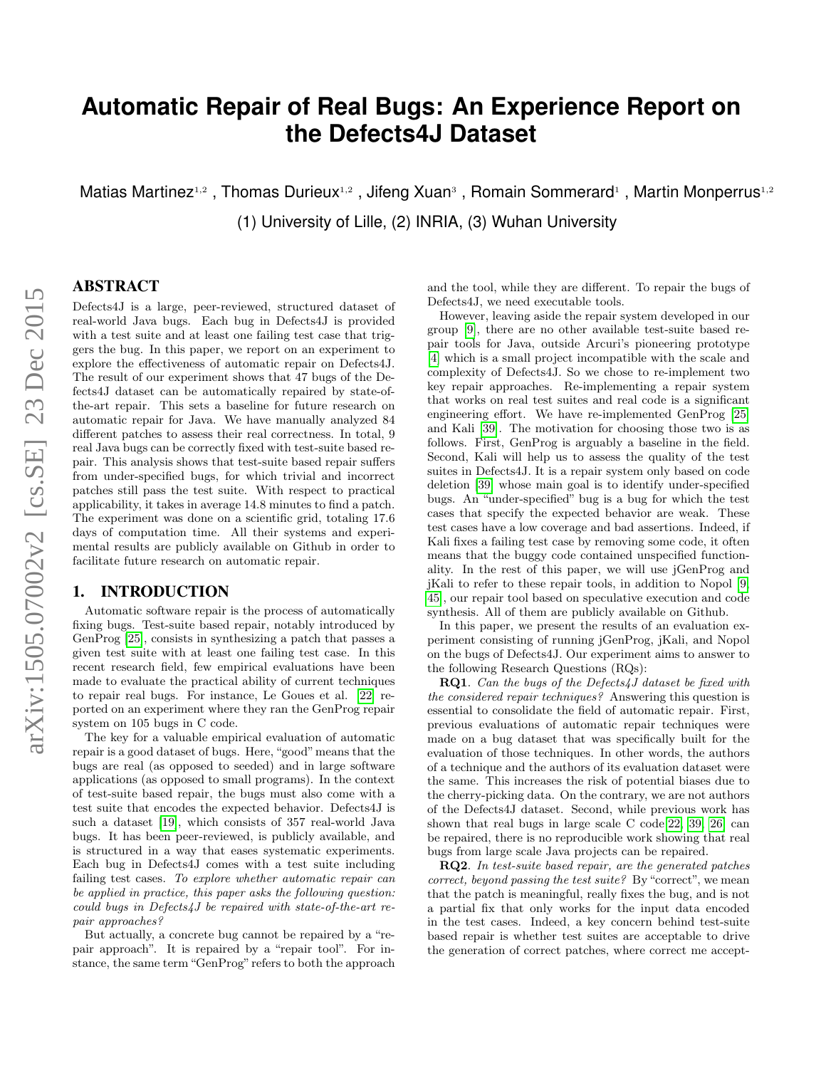# Automatic Repair of Real Bugs: An Experience Report on the Defects4J Dataset

Matias Martinez[1,2] , Thomas Durieux[1,2] , Jifeng Xuan[3] , Romain Sommerard[1] , Martin Monperrus[1,2]

(1) University of Lille, (2) INRIA, (3) Wuhan University

## ABSTRACT

Defects4J is a large, peer-reviewed, structured dataset of real-world Java bugs. Each bug in Defects4J is provided with a test suite and at least one failing test case that triggers the bug. In this paper, we report on an experiment to explore the effectiveness of automatic repair on Defects4J. The result of our experiment shows that 47 bugs of the Defects4J dataset can be automatically repaired by state-of-the-art repair. This sets a baseline for future research on automatic repair for Java. We have manually analyzed 84 different patches to assess their real correctness. In total, 9 real Java bugs can be correctly fixed with test-suite based repair. This analysis shows that test-suite based repair suffers from under-specified bugs, for which trivial and incorrect patches still pass the test suite. With respect to practical applicability, it takes in average 14.8 minutes to find a patch. The experiment was done on a scientific grid, totaling 17.6 days of computation time. All their systems and experimental results are publicly available on Github in order to facilitate future research on automatic repair.

## 1. INTRODUCTION

Automatic software repair is the process of automatically fixing bugs. Test-suite based repair, notably introduced by GenProg [25], consists in synthesizing a patch that passes a given test suite with at least one failing test case. In this recent research field, few empirical evaluations have been made to evaluate the practical ability of current techniques to repair real bugs. For instance, Le Goues et al. [22] reported on an experiment where they ran the GenProg repair system on 105 bugs in C code.

The key for a valuable empirical evaluation of automatic repair is a good dataset of bugs. Here, "good" means that the bugs are real (as opposed to seeded) and in large software applications (as opposed to small programs). In the context of test-suite based repair, the bugs must also come with a test suite that encodes the expected behavior. Defects4J is such a dataset [19], which consists of 357 real-world Java bugs. It has been peer-reviewed, is publicly available, and is structured in a way that eases systematic experiments. Each bug in Defects4J comes with a test suite including failing test cases. *To explore whether automatic repair can be applied in practice, this paper asks the following question: could bugs in Defects4J be repaired with state-of-the-art repair approaches?*

But actually, a concrete bug cannot be repaired by a "repair approach". It is repaired by a "repair tool". For instance, the same term "GenProg" refers to both the approach and the tool, while they are different. To repair the bugs of Defects4J, we need executable tools.

However, leaving aside the repair system developed in our group [9], there are no other available test-suite based repair tools for Java, outside Arcuri's pioneering prototype [4] which is a small project incompatible with the scale and complexity of Defects4J. So we chose to re-implement two key repair approaches. Re-implementing a repair system that works on real test suites and real code is a significant engineering effort. We have re-implemented GenProg [25] and Kali [39]. The motivation for choosing those two is as follows. First, GenProg is arguably a baseline in the field. Second, Kali will help us to assess the quality of the test suites in Defects4J. It is a repair system only based on code deletion [39] whose main goal is to identify under-specified bugs. An "under-specified" bug is a bug for which the test cases that specify the expected behavior are weak. These test cases have a low coverage and bad assertions. Indeed, if Kali fixes a failing test case by removing some code, it often means that the buggy code contained unspecified functionality. In the rest of this paper, we will use jGenProg and jKali to refer to these repair tools, in addition to Nopol [9, 45], our repair tool based on speculative execution and code synthesis. All of them are publicly available on Github.

In this paper, we present the results of an evaluation experiment consisting of running jGenProg, jKali, and Nopol on the bugs of Defects4J. Our experiment aims to answer to the following Research Questions (RQs):

**RQ1**. *Can the bugs of the Defects4J dataset be fixed with the considered repair techniques?* Answering this question is essential to consolidate the field of automatic repair. First, previous evaluations of automatic repair techniques were made on a bug dataset that was specifically built for the evaluation of those techniques. In other words, the authors of a technique and the authors of its evaluation dataset were the same. This increases the risk of potential biases due to the cherry-picking data. On the contrary, we are not authors of the Defects4J dataset. Second, while previous work has shown that real bugs in large scale C code[22, 39, 26] can be repaired, there is no reproducible work showing that real bugs from large scale Java projects can be repaired.

**RQ2**. *In test-suite based repair, are the generated patches correct, beyond passing the test suite?* By "correct", we mean that the patch is meaningful, really fixes the bug, and is not a partial fix that only works for the input data encoded in the test cases. Indeed, a key concern behind test-suite based repair is whether test suites are acceptable to drive the generation of correct patches, where correct me accept-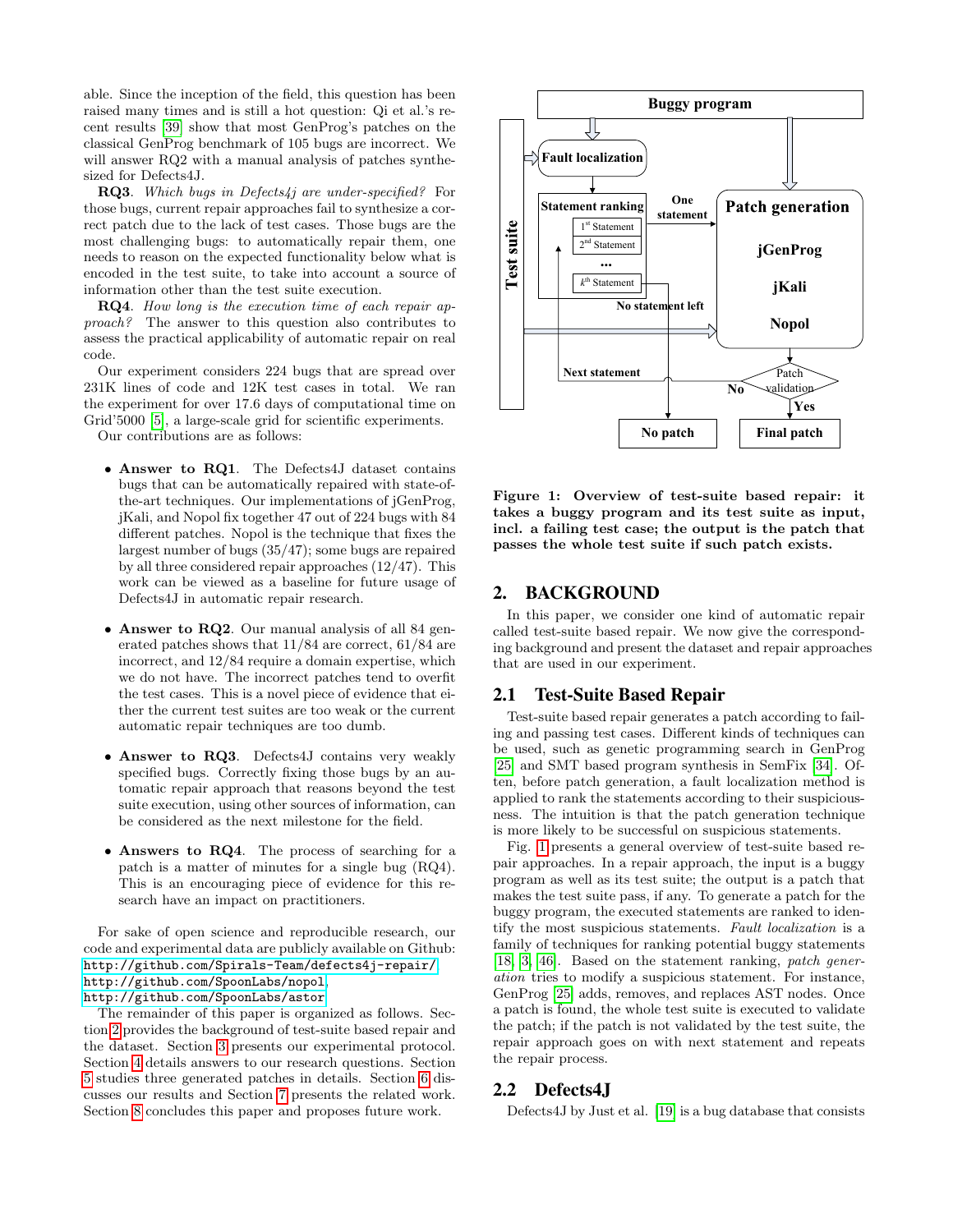able. Since the inception of the field, this question has been raised many times and is still a hot question: Qi et al.'s recent results [39] show that most GenProg's patches on the classical GenProg benchmark of 105 bugs are incorrect. We will answer RQ2 with a manual analysis of patches synthesized for Defects4J.

**RQ3**. *Which bugs in Defects4j are under-specified?* For those bugs, current repair approaches fail to synthesize a correct patch due to the lack of test cases. Those bugs are the most challenging bugs: to automatically repair them, one needs to reason on the expected functionality below what is encoded in the test suite, to take into account a source of information other than the test suite execution.

**RQ4**. *How long is the execution time of each repair approach?* The answer to this question also contributes to assess the practical applicability of automatic repair on real code.

Our experiment considers 224 bugs that are spread over 231K lines of code and 12K test cases in total. We ran the experiment for over 17.6 days of computational time on Grid'5000 [5], a large-scale grid for scientific experiments.

Our contributions are as follows:

- **Answer to RQ1**. The Defects4J dataset contains bugs that can be automatically repaired with state-of-the-art techniques. Our implementations of jGenProg, jKali, and Nopol fix together 47 out of 224 bugs with 84 different patches. Nopol is the technique that fixes the largest number of bugs (35/47); some bugs are repaired by all three considered repair approaches (12/47). This work can be viewed as a baseline for future usage of Defects4J in automatic repair research.
- **Answer to RQ2**. Our manual analysis of all 84 generated patches shows that 11/84 are correct, 61/84 are incorrect, and 12/84 require a domain expertise, which we do not have. The incorrect patches tend to overfit the test cases. This is a novel piece of evidence that either the current test suites are too weak or the current automatic repair techniques are too dumb.
- **Answer to RQ3**. Defects4J contains very weakly specified bugs. Correctly fixing those bugs by an automatic repair approach that reasons beyond the test suite execution, using other sources of information, can be considered as the next milestone for the field.
- **Answers to RQ4**. The process of searching for a patch is a matter of minutes for a single bug (RQ4). This is an encouraging piece of evidence for this research have an impact on practitioners.

For sake of open science and reproducible research, our code and experimental data are publicly available on Github:
http://github.com/Spirals-Team/defects4j-repair/,
http://github.com/SpoonLabs/nopol,
http://github.com/SpoonLabs/astor.

The remainder of this paper is organized as follows. Section 2 provides the background of test-suite based repair and the dataset. Section 3 presents our experimental protocol. Section 4 details answers to our research questions. Section 5 studies three generated patches in details. Section 6 discusses our results and Section 7 presents the related work. Section 8 concludes this paper and proposes future work.

**Figure 1: Overview of test-suite based repair: it takes a buggy program and its test suite as input, incl. a failing test case; the output is the patch that passes the whole test suite if such patch exists.**

# 2. BACKGROUND

In this paper, we consider one kind of automatic repair called test-suite based repair. We now give the corresponding background and present the dataset and repair approaches that are used in our experiment.

## 2.1 Test-Suite Based Repair

Test-suite based repair generates a patch according to failing and passing test cases. Different kinds of techniques can be used, such as genetic programming search in GenProg [25] and SMT based program synthesis in SemFix [34]. Often, before patch generation, a fault localization method is applied to rank the statements according to their suspiciousness. The intuition is that the patch generation technique is more likely to be successful on suspicious statements.

Fig. 1 presents a general overview of test-suite based repair approaches. In a repair approach, the input is a buggy program as well as its test suite; the output is a patch that makes the test suite pass, if any. To generate a patch for the buggy program, the executed statements are ranked to identify the most suspicious statements. *Fault localization* is a family of techniques for ranking potential buggy statements [18, 3, 46]. Based on the statement ranking, *patch generation* tries to modify a suspicious statement. For instance, GenProg [25] adds, removes, and replaces AST nodes. Once a patch is found, the whole test suite is executed to validate the patch; if the patch is not validated by the test suite, the repair approach goes on with next statement and repeats the repair process.

## 2.2 Defects4J

Defects4J by Just et al. [19] is a bug database that consists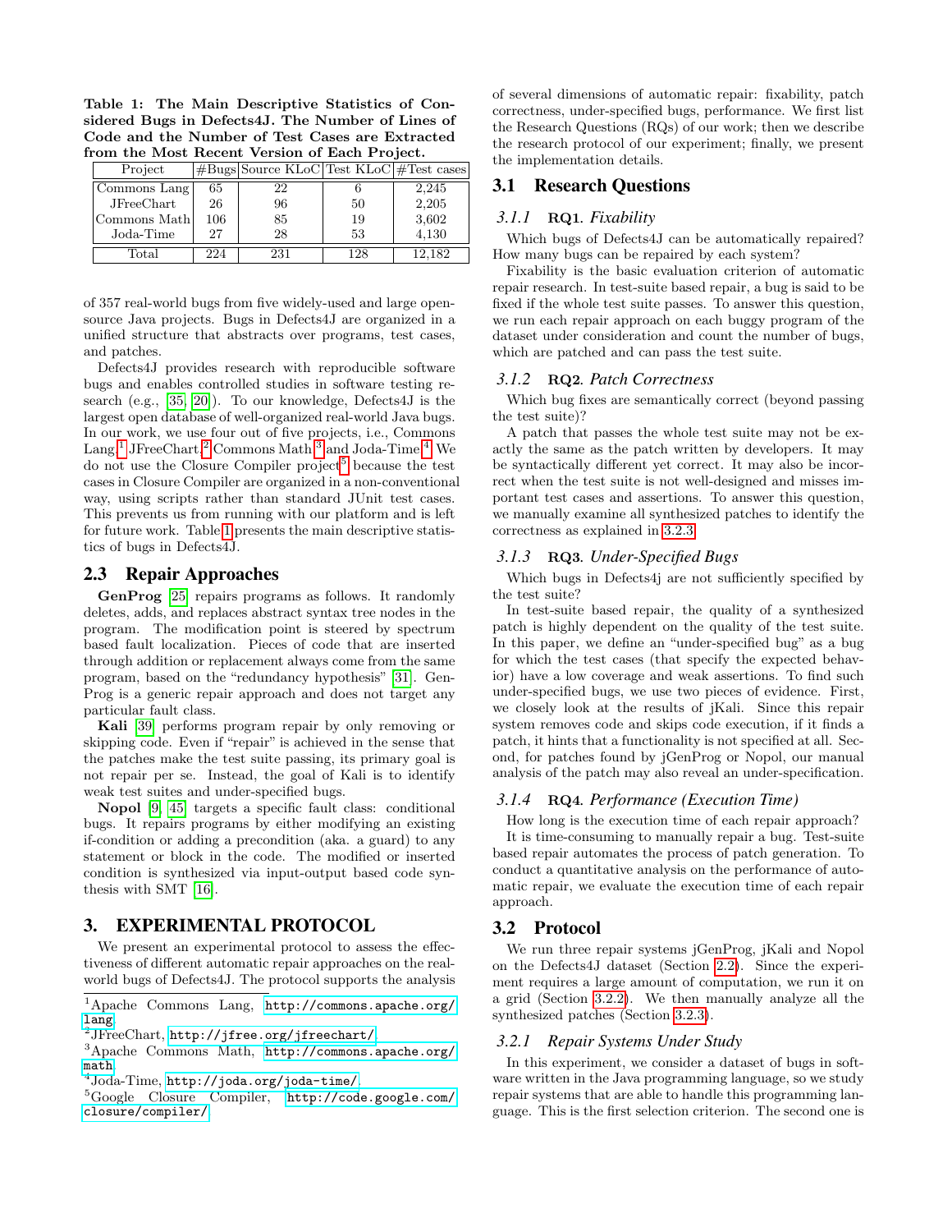**Table 1: The Main Descriptive Statistics of Considered Bugs in Defects4J. The Number of Lines of Code and the Number of Test Cases are Extracted from the Most Recent Version of Each Project.**

| Project | #Bugs | Source KLoC | Test KLoC | #Test cases |
|---|---|---|---|---|
| Commons Lang | 65 | 22 | 6 | 2,245 |
| JFreeChart | 26 | 96 | 50 | 2,205 |
| Commons Math | 106 | 85 | 19 | 3,602 |
| Joda-Time | 27 | 28 | 53 | 4,130 |
| Total | 224 | 231 | 128 | 12,182 |

of 357 real-world bugs from five widely-used and large open-source Java projects. Bugs in Defects4J are organized in a unified structure that abstracts over programs, test cases, and patches.

Defects4J provides research with reproducible software bugs and enables controlled studies in software testing research (e.g., [35, 20]). To our knowledge, Defects4J is the largest open database of well-organized real-world Java bugs. In our work, we use four out of five projects, i.e., Commons Lang,[1] JFreeChart,[2] Commons Math,[3] and Joda-Time.[4] We do not use the Closure Compiler project[5] because the test cases in Closure Compiler are organized in a non-conventional way, using scripts rather than standard JUnit test cases. This prevents us from running with our platform and is left for future work. Table 1 presents the main descriptive statistics of bugs in Defects4J.

## 2.3 Repair Approaches

**GenProg** [25] repairs programs as follows. It randomly deletes, adds, and replaces abstract syntax tree nodes in the program. The modification point is steered by spectrum based fault localization. Pieces of code that are inserted through addition or replacement always come from the same program, based on the "redundancy hypothesis" [31]. GenProg is a generic repair approach and does not target any particular fault class.

**Kali** [39] performs program repair by only removing or skipping code. Even if "repair" is achieved in the sense that the patches make the test suite passing, its primary goal is not repair per se. Instead, the goal of Kali is to identify weak test suites and under-specified bugs.

**Nopol** [9, 45] targets a specific fault class: conditional bugs. It repairs programs by either modifying an existing if-condition or adding a precondition (aka. a guard) to any statement or block in the code. The modified or inserted condition is synthesized via input-output based code synthesis with SMT [16].

# 3. EXPERIMENTAL PROTOCOL

We present an experimental protocol to assess the effectiveness of different automatic repair approaches on the real-world bugs of Defects4J. The protocol supports the analysis of several dimensions of automatic repair: fixability, patch correctness, under-specified bugs, performance. We first list the Research Questions (RQs) of our work; then we describe the research protocol of our experiment; finally, we present the implementation details.

[1] Apache Commons Lang, http://commons.apache.org/lang.

[2] JFreeChart, http://jfree.org/jfreechart/.

[3] Apache Commons Math, http://commons.apache.org/math.

[4] Joda-Time, http://joda.org/joda-time/.

[5] Google Closure Compiler, http://code.google.com/closure/compiler/.

## 3.1 Research Questions

### 3.1.1 RQ1. *Fixability*

Which bugs of Defects4J can be automatically repaired? How many bugs can be repaired by each system?

Fixability is the basic evaluation criterion of automatic repair research. In test-suite based repair, a bug is said to be fixed if the whole test suite passes. To answer this question, we run each repair approach on each buggy program of the dataset under consideration and count the number of bugs, which are patched and can pass the test suite.

### 3.1.2 RQ2. *Patch Correctness*

Which bug fixes are semantically correct (beyond passing the test suite)?

A patch that passes the whole test suite may not be exactly the same as the patch written by developers. It may be syntactically different yet correct. It may also be incorrect when the test suite is not well-designed and misses important test cases and assertions. To answer this question, we manually examine all synthesized patches to identify the correctness as explained in 3.2.3.

### 3.1.3 RQ3. *Under-Specified Bugs*

Which bugs in Defects4j are not sufficiently specified by the test suite?

In test-suite based repair, the quality of a synthesized patch is highly dependent on the quality of the test suite. In this paper, we define an "under-specified bug" as a bug for which the test cases (that specify the expected behavior) have a low coverage and weak assertions. To find such under-specified bugs, we use two pieces of evidence. First, we closely look at the results of jKali. Since this repair system removes code and skips code execution, if it finds a patch, it hints that a functionality is not specified at all. Second, for patches found by jGenProg or Nopol, our manual analysis of the patch may also reveal an under-specification.

### 3.1.4 RQ4. *Performance (Execution Time)*

How long is the execution time of each repair approach?

It is time-consuming to manually repair a bug. Test-suite based repair automates the process of patch generation. To conduct a quantitative analysis on the performance of automatic repair, we evaluate the execution time of each repair approach.

## 3.2 Protocol

We run three repair systems jGenProg, jKali and Nopol on the Defects4J dataset (Section 2.2). Since the experiment requires a large amount of computation, we run it on a grid (Section 3.2.2). We then manually analyze all the synthesized patches (Section 3.2.3).

### 3.2.1 *Repair Systems Under Study*

In this experiment, we consider a dataset of bugs in software written in the Java programming language, so we study repair systems that are able to handle this programming language. This is the first selection criterion. The second one is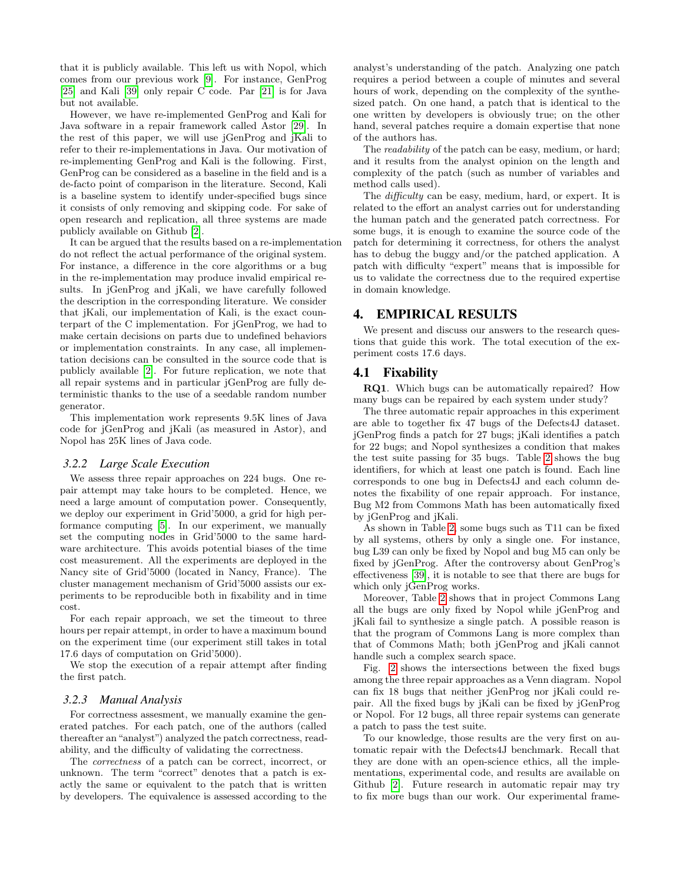that it is publicly available. This left us with Nopol, which comes from our previous work [9]. For instance, GenProg [25] and Kali [39] only repair C code. Par [21] is for Java but not available.

However, we have re-implemented GenProg and Kali for Java software in a repair framework called Astor [29]. In the rest of this paper, we will use jGenProg and jKali to refer to their re-implementations in Java. Our motivation of re-implementing GenProg and Kali is the following. First, GenProg can be considered as a baseline in the field and is a de-facto point of comparison in the literature. Second, Kali is a baseline system to identify under-specified bugs since it consists of only removing and skipping code. For sake of open research and replication, all three systems are made publicly available on Github [2].

It can be argued that the results based on a re-implementation do not reflect the actual performance of the original system. For instance, a difference in the core algorithms or a bug in the re-implementation may produce invalid empirical results. In jGenProg and jKali, we have carefully followed the description in the corresponding literature. We consider that jKali, our implementation of Kali, is the exact counterpart of the C implementation. For jGenProg, we had to make certain decisions on parts due to undefined behaviors or implementation constraints. In any case, all implementation decisions can be consulted in the source code that is publicly available [2]. For future replication, we note that all repair systems and in particular jGenProg are fully deterministic thanks to the use of a seedable random number generator.

This implementation work represents 9.5K lines of Java code for jGenProg and jKali (as measured in Astor), and Nopol has 25K lines of Java code.

### *3.2.2 Large Scale Execution*

We assess three repair approaches on 224 bugs. One repair attempt may take hours to be completed. Hence, we need a large amount of computation power. Consequently, we deploy our experiment in Grid'5000, a grid for high performance computing [5]. In our experiment, we manually set the computing nodes in Grid'5000 to the same hardware architecture. This avoids potential biases of the time cost measurement. All the experiments are deployed in the Nancy site of Grid'5000 (located in Nancy, France). The cluster management mechanism of Grid'5000 assists our experiments to be reproducible both in fixability and in time cost.

For each repair approach, we set the timeout to three hours per repair attempt, in order to have a maximum bound on the experiment time (our experiment still takes in total 17.6 days of computation on Grid'5000).

We stop the execution of a repair attempt after finding the first patch.

### *3.2.3 Manual Analysis*

For correctness assesment, we manually examine the generated patches. For each patch, one of the authors (called thereafter an "analyst") analyzed the patch correctness, readability, and the difficulty of validating the correctness.

The *correctness* of a patch can be correct, incorrect, or unknown. The term "correct" denotes that a patch is exactly the same or equivalent to the patch that is written by developers. The equivalence is assessed according to the analyst's understanding of the patch. Analyzing one patch requires a period between a couple of minutes and several hours of work, depending on the complexity of the synthesized patch. On one hand, a patch that is identical to the one written by developers is obviously true; on the other hand, several patches require a domain expertise that none of the authors has.

The *readability* of the patch can be easy, medium, or hard; and it results from the analyst opinion on the length and complexity of the patch (such as number of variables and method calls used).

The *difficulty* can be easy, medium, hard, or expert. It is related to the effort an analyst carries out for understanding the human patch and the generated patch correctness. For some bugs, it is enough to examine the source code of the patch for determining it correctness, for others the analyst has to debug the buggy and/or the patched application. A patch with difficulty "expert" means that is impossible for us to validate the correctness due to the required expertise in domain knowledge.

## 4. EMPIRICAL RESULTS

We present and discuss our answers to the research questions that guide this work. The total execution of the experiment costs 17.6 days.

### 4.1 Fixability

**RQ1**. Which bugs can be automatically repaired? How many bugs can be repaired by each system under study?

The three automatic repair approaches in this experiment are able to together fix 47 bugs of the Defects4J dataset. jGenProg finds a patch for 27 bugs; jKali identifies a patch for 22 bugs; and Nopol synthesizes a condition that makes the test suite passing for 35 bugs. Table 2 shows the bug identifiers, for which at least one patch is found. Each line corresponds to one bug in Defects4J and each column denotes the fixability of one repair approach. For instance, Bug M2 from Commons Math has been automatically fixed by jGenProg and jKali.

As shown in Table 2, some bugs such as T11 can be fixed by all systems, others by only a single one. For instance, bug L39 can only be fixed by Nopol and bug M5 can only be fixed by jGenProg. After the controversy about GenProg's effectiveness [39], it is notable to see that there are bugs for which only jGenProg works.

Moreover, Table 2 shows that in project Commons Lang all the bugs are only fixed by Nopol while jGenProg and jKali fail to synthesize a single patch. A possible reason is that the program of Commons Lang is more complex than that of Commons Math; both jGenProg and jKali cannot handle such a complex search space.

Fig. 2 shows the intersections between the fixed bugs among the three repair approaches as a Venn diagram. Nopol can fix 18 bugs that neither jGenProg nor jKali could repair. All the fixed bugs by jKali can be fixed by jGenProg or Nopol. For 12 bugs, all three repair systems can generate a patch to pass the test suite.

To our knowledge, those results are the very first on automatic repair with the Defects4J benchmark. Recall that they are done with an open-science ethics, all the implementations, experimental code, and results are available on Github [2]. Future research in automatic repair may try to fix more bugs than our work. Our experimental frame-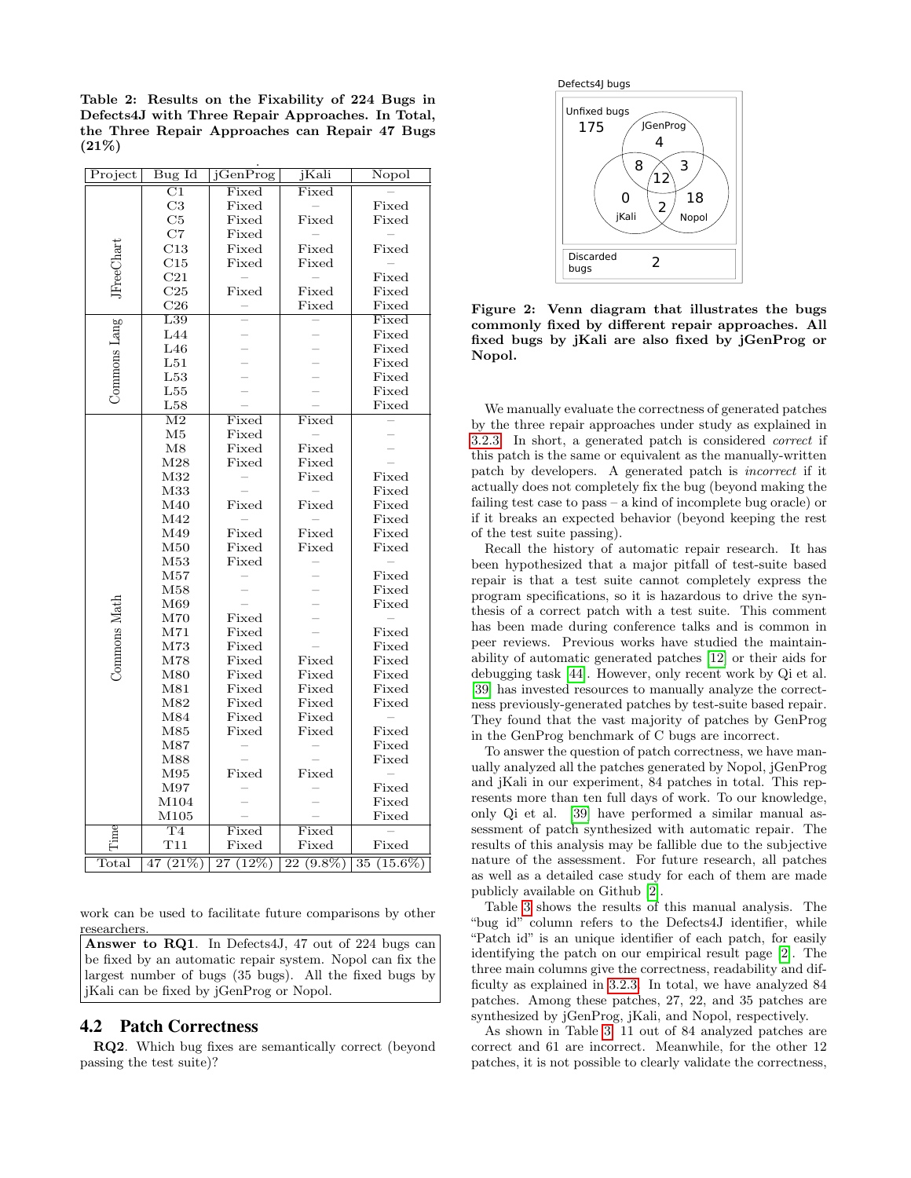**Table 2: Results on the Fixability of 224 Bugs in Defects4J with Three Repair Approaches. In Total, the Three Repair Approaches can Repair 47 Bugs (21%)**

| Project | Bug Id | jGenProg | jKali | Nopol |
|---|---|---|---|---|
| JFreeChart | C1 | Fixed | Fixed | – |
| | C3 | Fixed | – | Fixed |
| | C5 | Fixed | Fixed | Fixed |
| | C7 | Fixed | – | – |
| | C13 | Fixed | Fixed | Fixed |
| | C15 | Fixed | Fixed | – |
| | C21 | – | – | Fixed |
| | C25 | Fixed | Fixed | Fixed |
| | C26 | – | Fixed | Fixed |
| Commons Lang | L39 | – | – | Fixed |
| | L44 | – | – | Fixed |
| | L46 | – | – | Fixed |
| | L51 | – | – | Fixed |
| | L53 | – | – | Fixed |
| | L55 | – | – | Fixed |
| | L58 | – | – | Fixed |
| Commons Math | M2 | Fixed | Fixed | – |
| | M5 | Fixed | – | – |
| | M8 | Fixed | Fixed | – |
| | M28 | Fixed | Fixed | – |
| | M32 | – | Fixed | Fixed |
| | M33 | – | – | Fixed |
| | M40 | Fixed | Fixed | Fixed |
| | M42 | – | – | Fixed |
| | M49 | Fixed | Fixed | Fixed |
| | M50 | Fixed | Fixed | Fixed |
| | M53 | Fixed | – | – |
| | M57 | – | – | Fixed |
| | M58 | – | – | Fixed |
| | M69 | – | – | Fixed |
| | M70 | Fixed | – | – |
| | M71 | Fixed | – | Fixed |
| | M73 | Fixed | – | Fixed |
| | M78 | Fixed | Fixed | Fixed |
| | M80 | Fixed | Fixed | Fixed |
| | M81 | Fixed | Fixed | Fixed |
| | M82 | Fixed | Fixed | Fixed |
| | M84 | Fixed | Fixed | – |
| | M85 | Fixed | Fixed | Fixed |
| | M87 | – | – | Fixed |
| | M88 | – | – | Fixed |
| | M95 | Fixed | Fixed | – |
| | M97 | – | – | Fixed |
| | M104 | – | – | Fixed |
| | M105 | – | – | Fixed |
| Time | T4 | Fixed | Fixed | – |
| | T11 | Fixed | Fixed | Fixed |
| Total | 47 (21%) | 27 (12%) | 22 (9.8%) | 35 (15.6%) |

work can be used to facilitate future comparisons by other researchers.

**Answer to RQ1**. In Defects4J, 47 out of 224 bugs can be fixed by an automatic repair system. Nopol can fix the largest number of bugs (35 bugs). All the fixed bugs by jKali can be fixed by jGenProg or Nopol.

## 4.2 Patch Correctness

**RQ2**. Which bug fixes are semantically correct (beyond passing the test suite)?

Defects4J bugs

Unfixed bugs 175; JGenProg only 4; jKali only 0; Nopol only 18; JGenProg ∩ jKali 8; JGenProg ∩ Nopol 3; jKali ∩ Nopol 2; all three 12; Discarded bugs 2

**Figure 2: Venn diagram that illustrates the bugs commonly fixed by different repair approaches. All fixed bugs by jKali are also fixed by jGenProg or Nopol.**

We manually evaluate the correctness of generated patches by the three repair approaches under study as explained in 3.2.3. In short, a generated patch is considered *correct* if this patch is the same or equivalent as the manually-written patch by developers. A generated patch is *incorrect* if it actually does not completely fix the bug (beyond making the failing test case to pass – a kind of incomplete bug oracle) or if it breaks an expected behavior (beyond keeping the rest of the test suite passing).

Recall the history of automatic repair research. It has been hypothesized that a major pitfall of test-suite based repair is that a test suite cannot completely express the program specifications, so it is hazardous to drive the synthesis of a correct patch with a test suite. This comment has been made during conference talks and is common in peer reviews. Previous works have studied the maintainability of automatic generated patches [12] or their aids for debugging task [44]. However, only recent work by Qi et al. [39] has invested resources to manually analyze the correctness previously-generated patches by test-suite based repair. They found that the vast majority of patches by GenProg in the GenProg benchmark of C bugs are incorrect.

To answer the question of patch correctness, we have manually analyzed all the patches generated by Nopol, jGenProg and jKali in our experiment, 84 patches in total. This represents more than ten full days of work. To our knowledge, only Qi et al. [39] have performed a similar manual assessment of patch synthesized with automatic repair. The results of this analysis may be fallible due to the subjective nature of the assessment. For future research, all patches as well as a detailed case study for each of them are made publicly available on Github [2].

Table 3 shows the results of this manual analysis. The "bug id" column refers to the Defects4J identifier, while "Patch id" is an unique identifier of each patch, for easily identifying the patch on our empirical result page [2]. The three main columns give the correctness, readability and difficulty as explained in 3.2.3. In total, we have analyzed 84 patches. Among these patches, 27, 22, and 35 patches are synthesized by jGenProg, jKali, and Nopol, respectively.

As shown in Table 3, 11 out of 84 analyzed patches are correct and 61 are incorrect. Meanwhile, for the other 12 patches, it is not possible to clearly validate the correctness,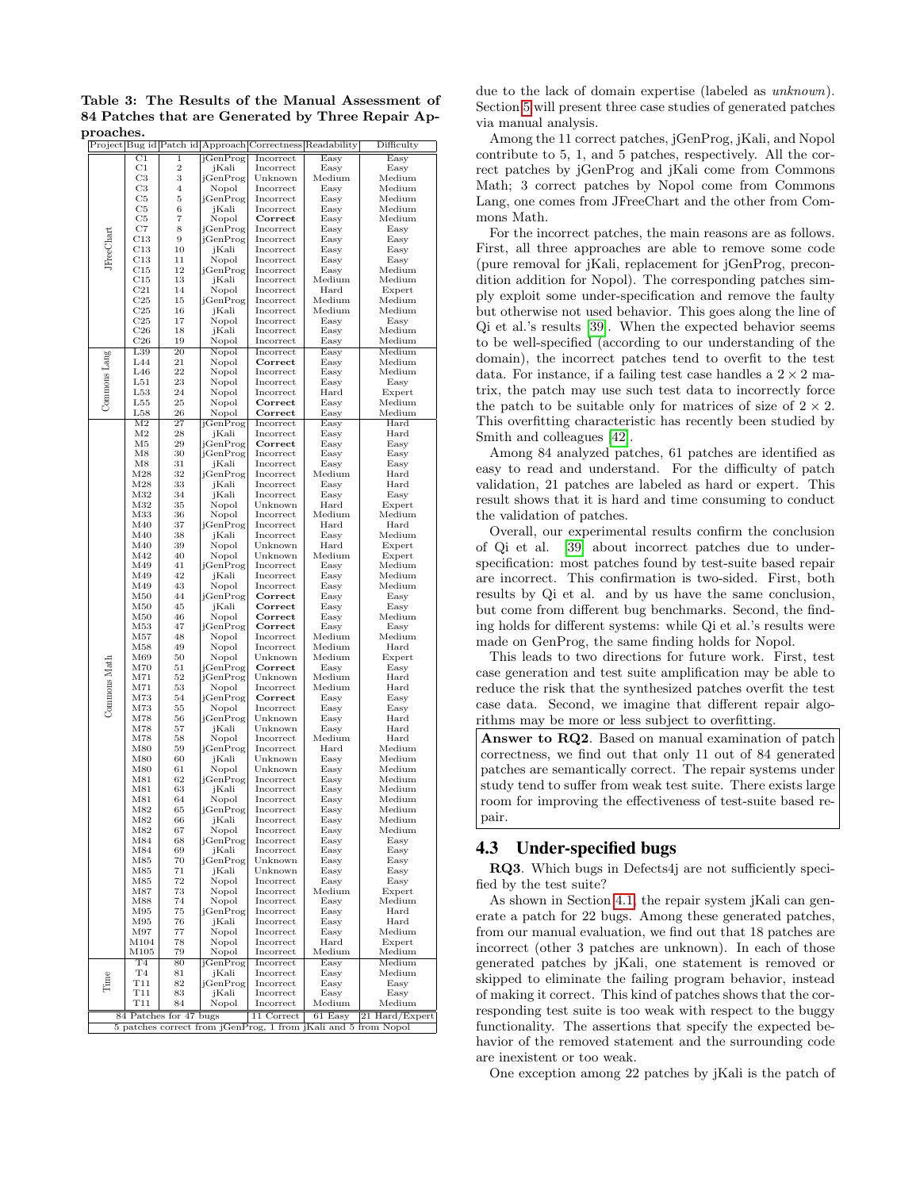**Table 3: The Results of the Manual Assessment of 84 Patches that are Generated by Three Repair Approaches.**

| Project | Bug id | Patch id | Approach | Correctness | Readability | Difficulty |
|---|---|---|---|---|---|---|
| JFreeChart | C1 | 1 | jGenProg | Incorrect | Easy | Easy |
| | C1 | 2 | jKali | Incorrect | Easy | Easy |
| | C3 | 3 | jGenProg | Unknown | Medium | Medium |
| | C3 | 4 | Nopol | Incorrect | Easy | Medium |
| | C5 | 5 | jGenProg | Incorrect | Easy | Medium |
| | C5 | 6 | jKali | Incorrect | Easy | Medium |
| | C5 | 7 | Nopol | **Correct** | Easy | Medium |
| | C7 | 8 | jGenProg | Incorrect | Easy | Easy |
| | C13 | 9 | jGenProg | Incorrect | Easy | Easy |
| | C13 | 10 | jKali | Incorrect | Easy | Easy |
| | C13 | 11 | Nopol | Incorrect | Easy | Easy |
| | C15 | 12 | jGenProg | Incorrect | Easy | Medium |
| | C15 | 13 | jKali | Incorrect | Medium | Medium |
| | C21 | 14 | Nopol | Incorrect | Hard | Expert |
| | C25 | 15 | jGenProg | Incorrect | Medium | Medium |
| | C25 | 16 | jKali | Incorrect | Medium | Medium |
| | C25 | 17 | Nopol | Incorrect | Easy | Easy |
| | C26 | 18 | jKali | Incorrect | Easy | Medium |
| | C26 | 19 | Nopol | Incorrect | Easy | Medium |
| Commons Lang | L39 | 20 | Nopol | Incorrect | Easy | Medium |
| | L44 | 21 | Nopol | **Correct** | Easy | Medium |
| | L46 | 22 | Nopol | Incorrect | Easy | Medium |
| | L51 | 23 | Nopol | Incorrect | Easy | Easy |
| | L53 | 24 | Nopol | Incorrect | Hard | Expert |
| | L55 | 25 | Nopol | **Correct** | Easy | Medium |
| | L58 | 26 | Nopol | **Correct** | Easy | Medium |
| Commons Math | M2 | 27 | jGenProg | Incorrect | Easy | Hard |
| | M2 | 28 | jKali | Incorrect | Easy | Hard |
| | M5 | 29 | jGenProg | **Correct** | Easy | Easy |
| | M8 | 30 | jGenProg | Incorrect | Easy | Easy |
| | M8 | 31 | jKali | Incorrect | Easy | Easy |
| | M28 | 32 | jGenProg | Incorrect | Medium | Hard |
| | M28 | 33 | jKali | Incorrect | Easy | Hard |
| | M32 | 34 | jKali | Incorrect | Easy | Easy |
| | M32 | 35 | Nopol | Unknown | Hard | Expert |
| | M33 | 36 | Nopol | Incorrect | Medium | Medium |
| | M40 | 37 | jGenProg | Incorrect | Hard | Hard |
| | M40 | 38 | jKali | Incorrect | Easy | Medium |
| | M40 | 39 | Nopol | Unknown | Hard | Expert |
| | M42 | 40 | Nopol | Unknown | Medium | Expert |
| | M49 | 41 | jGenProg | Incorrect | Easy | Medium |
| | M49 | 42 | jKali | Incorrect | Easy | Medium |
| | M49 | 43 | Nopol | Incorrect | Easy | Medium |
| | M50 | 44 | jGenProg | **Correct** | Easy | Easy |
| | M50 | 45 | jKali | **Correct** | Easy | Easy |
| | M50 | 46 | Nopol | **Correct** | Easy | Medium |
| | M53 | 47 | jGenProg | **Correct** | Easy | Easy |
| | M57 | 48 | Nopol | Incorrect | Medium | Medium |
| | M58 | 49 | Nopol | Incorrect | Medium | Hard |
| | M69 | 50 | Nopol | Unknown | Medium | Expert |
| | M70 | 51 | jGenProg | **Correct** | Easy | Easy |
| | M71 | 52 | jGenProg | Unknown | Medium | Hard |
| | M71 | 53 | Nopol | Incorrect | Medium | Hard |
| | M73 | 54 | jGenProg | **Correct** | Easy | Easy |
| | M73 | 55 | Nopol | Incorrect | Easy | Easy |
| | M78 | 56 | jGenProg | Unknown | Easy | Hard |
| | M78 | 57 | jKali | Unknown | Easy | Hard |
| | M78 | 58 | Nopol | Incorrect | Medium | Hard |
| | M80 | 59 | jGenProg | Incorrect | Hard | Medium |
| | M80 | 60 | jKali | Unknown | Easy | Medium |
| | M80 | 61 | Nopol | Unknown | Easy | Medium |
| | M81 | 62 | jGenProg | Incorrect | Easy | Medium |
| | M81 | 63 | jKali | Incorrect | Easy | Medium |
| | M81 | 64 | Nopol | Incorrect | Easy | Medium |
| | M82 | 65 | jGenProg | Incorrect | Easy | Medium |
| | M82 | 66 | jKali | Incorrect | Easy | Medium |
| | M82 | 67 | Nopol | Incorrect | Easy | Medium |
| | M84 | 68 | jGenProg | Incorrect | Easy | Easy |
| | M84 | 69 | jKali | Incorrect | Easy | Easy |
| | M85 | 70 | jGenProg | Unknown | Easy | Easy |
| | M85 | 71 | jKali | Unknown | Easy | Easy |
| | M85 | 72 | Nopol | Incorrect | Easy | Easy |
| | M87 | 73 | Nopol | Incorrect | Medium | Expert |
| | M88 | 74 | Nopol | Incorrect | Easy | Medium |
| | M95 | 75 | jGenProg | Incorrect | Easy | Hard |
| | M95 | 76 | jKali | Incorrect | Easy | Hard |
| | M97 | 77 | Nopol | Incorrect | Easy | Medium |
| | M104 | 78 | Nopol | Incorrect | Hard | Expert |
| | M105 | 79 | Nopol | Incorrect | Medium | Medium |
| Time | T4 | 80 | jGenProg | Incorrect | Easy | Medium |
| | T4 | 81 | jKali | Incorrect | Easy | Medium |
| | T11 | 82 | jGenProg | Incorrect | Easy | Easy |
| | T11 | 83 | jKali | Incorrect | Easy | Easy |
| | T11 | 84 | Nopol | Incorrect | Medium | Medium |
| 84 Patches for 47 bugs | | | | 11 Correct | 61 Easy | 21 Hard/Expert |
| 5 patches correct from jGenProg, 1 from jKali and 5 from Nopol | | | | | | |

due to the lack of domain expertise (labeled as *unknown*). Section 5 will present three case studies of generated patches via manual analysis.

Among the 11 correct patches, jGenProg, jKali, and Nopol contribute to 5, 1, and 5 patches, respectively. All the correct patches by jGenProg and jKali come from Commons Math; 3 correct patches by Nopol come from Commons Lang, one comes from JFreeChart and the other from Commons Math.

For the incorrect patches, the main reasons are as follows. First, all three approaches are able to remove some code (pure removal for jKali, replacement for jGenProg, precondition addition for Nopol). The corresponding patches simply exploit some under-specification and remove the faulty but otherwise not used behavior. This goes along the line of Qi et al.'s results [39]. When the expected behavior seems to be well-specified (according to our understanding of the domain), the incorrect patches tend to overfit to the test data. For instance, if a failing test case handles a $2 \times 2$ matrix, the patch may use such test data to incorrectly force the patch to be suitable only for matrices of size of $2 \times 2$. This overfitting characteristic has recently been studied by Smith and colleagues [42].

Among 84 analyzed patches, 61 patches are identified as easy to read and understand. For the difficulty of patch validation, 21 patches are labeled as hard or expert. This result shows that it is hard and time consuming to conduct the validation of patches.

Overall, our experimental results confirm the conclusion of Qi et al. [39] about incorrect patches due to under-specification: most patches found by test-suite based repair are incorrect. This confirmation is two-sided. First, both results by Qi et al. and by us have the same conclusion, but come from different bug benchmarks. Second, the finding holds for different systems: while Qi et al.'s results were made on GenProg, the same finding holds for Nopol.

This leads to two directions for future work. First, test case generation and test suite amplification may be able to reduce the risk that the synthesized patches overfit the test case data. Second, we imagine that different repair algorithms may be more or less subject to overfitting.

> **Answer to RQ2**. Based on manual examination of patch correctness, we find out that only 11 out of 84 generated patches are semantically correct. The repair systems under study tend to suffer from weak test suite. There exists large room for improving the effectiveness of test-suite based repair.

## 4.3 Under-specified bugs

**RQ3**. Which bugs in Defects4j are not sufficiently specified by the test suite?

As shown in Section 4.1, the repair system jKali can generate a patch for 22 bugs. Among these generated patches, from our manual evaluation, we find out that 18 patches are incorrect (other 3 patches are unknown). In each of those generated patches by jKali, one statement is removed or skipped to eliminate the failing program behavior, instead of making it correct. This kind of patches shows that the corresponding test suite is too weak with respect to the buggy functionality. The assertions that specify the expected behavior of the removed statement and the surrounding code are inexistent or too weak.

One exception among 22 patches by jKali is the patch of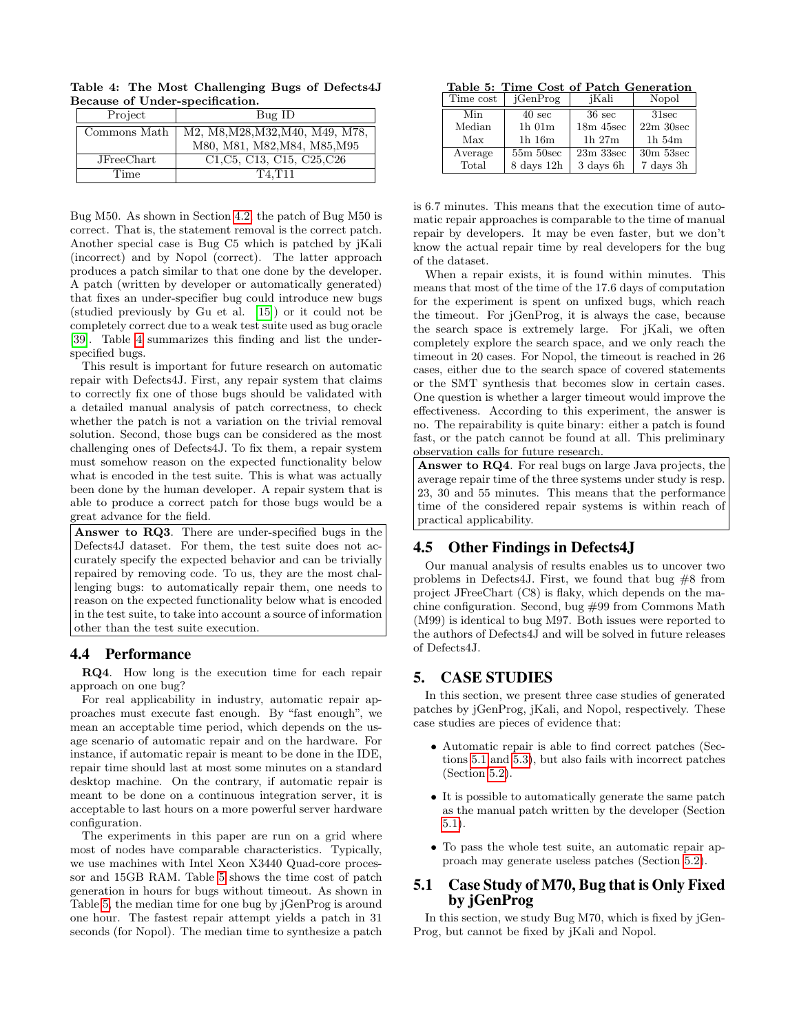**Table 4: The Most Challenging Bugs of Defects4J Because of Under-specification.**

| Project | Bug ID |
|---|---|
| Commons Math | M2, M8,M28,M32,M40, M49, M78, M80, M81, M82,M84, M85,M95 |
| JFreeChart | C1,C5, C13, C15, C25,C26 |
| Time | T4,T11 |

Bug M50. As shown in Section 4.2, the patch of Bug M50 is correct. That is, the statement removal is the correct patch. Another special case is Bug C5 which is patched by jKali (incorrect) and by Nopol (correct). The latter approach produces a patch similar to that one done by the developer. A patch (written by developer or automatically generated) that fixes an under-specifier bug could introduce new bugs (studied previously by Gu et al. [15]) or it could not be completely correct due to a weak test suite used as bug oracle [39]. Table 4 summarizes this finding and list the under-specified bugs.

This result is important for future research on automatic repair with Defects4J. First, any repair system that claims to correctly fix one of those bugs should be validated with a detailed manual analysis of patch correctness, to check whether the patch is not a variation on the trivial removal solution. Second, those bugs can be considered as the most challenging ones of Defects4J. To fix them, a repair system must somehow reason on the expected functionality below what is encoded in the test suite. This is what was actually been done by the human developer. A repair system that is able to produce a correct patch for those bugs would be a great advance for the field.

**Answer to RQ3**. There are under-specified bugs in the Defects4J dataset. For them, the test suite does not accurately specify the expected behavior and can be trivially repaired by removing code. To us, they are the most challenging bugs: to automatically repair them, one needs to reason on the expected functionality below what is encoded in the test suite, to take into account a source of information other than the test suite execution.

## 4.4 Performance

**RQ4**. How long is the execution time for each repair approach on one bug?

For real applicability in industry, automatic repair approaches must execute fast enough. By "fast enough", we mean an acceptable time period, which depends on the usage scenario of automatic repair and on the hardware. For instance, if automatic repair is meant to be done in the IDE, repair time should last at most some minutes on a standard desktop machine. On the contrary, if automatic repair is meant to be done on a continuous integration server, it is acceptable to last hours on a more powerful server hardware configuration.

The experiments in this paper are run on a grid where most of nodes have comparable characteristics. Typically, we use machines with Intel Xeon X3440 Quad-core processor and 15GB RAM. Table 5 shows the time cost of patch generation in hours for bugs without timeout. As shown in Table 5, the median time for one bug by jGenProg is around one hour. The fastest repair attempt yields a patch in 31 seconds (for Nopol). The median time to synthesize a patch is 6.7 minutes. This means that the execution time of automatic repair approaches is comparable to the time of manual repair by developers. It may be even faster, but we don't know the actual repair time by real developers for the bug of the dataset.

**Table 5: Time Cost of Patch Generation**

| Time cost | jGenProg | jKali | Nopol |
|---|---|---|---|
| Min | 40 sec | 36 sec | 31sec |
| Median | 1h 01m | 18m 45sec | 22m 30sec |
| Max | 1h 16m | 1h 27m | 1h 54m |
| Average | 55m 50sec | 23m 33sec | 30m 53sec |
| Total | 8 days 12h | 3 days 6h | 7 days 3h |

When a repair exists, it is found within minutes. This means that most of the time of the 17.6 days of computation for the experiment is spent on unfixed bugs, which reach the timeout. For jGenProg, it is always the case, because the search space is extremely large. For jKali, we often completely explore the search space, and we only reach the timeout in 20 cases. For Nopol, the timeout is reached in 26 cases, either due to the search space of covered statements or the SMT synthesis that becomes slow in certain cases. One question is whether a larger timeout would improve the effectiveness. According to this experiment, the answer is no. The repairability is quite binary: either a patch is found fast, or the patch cannot be found at all. This preliminary observation calls for future research.

**Answer to RQ4**. For real bugs on large Java projects, the average repair time of the three systems under study is resp. 23, 30 and 55 minutes. This means that the performance time of the considered repair systems is within reach of practical applicability.

## 4.5 Other Findings in Defects4J

Our manual analysis of results enables us to uncover two problems in Defects4J. First, we found that bug #8 from project JFreeChart (C8) is flaky, which depends on the machine configuration. Second, bug #99 from Commons Math (M99) is identical to bug M97. Both issues were reported to the authors of Defects4J and will be solved in future releases of Defects4J.

# 5. CASE STUDIES

In this section, we present three case studies of generated patches by jGenProg, jKali, and Nopol, respectively. These case studies are pieces of evidence that:

- Automatic repair is able to find correct patches (Sections 5.1 and 5.3), but also fails with incorrect patches (Section 5.2).
- It is possible to automatically generate the same patch as the manual patch written by the developer (Section 5.1).
- To pass the whole test suite, an automatic repair approach may generate useless patches (Section 5.2).

## 5.1 Case Study of M70, Bug that is Only Fixed by jGenProg

In this section, we study Bug M70, which is fixed by jGenProg, but cannot be fixed by jKali and Nopol.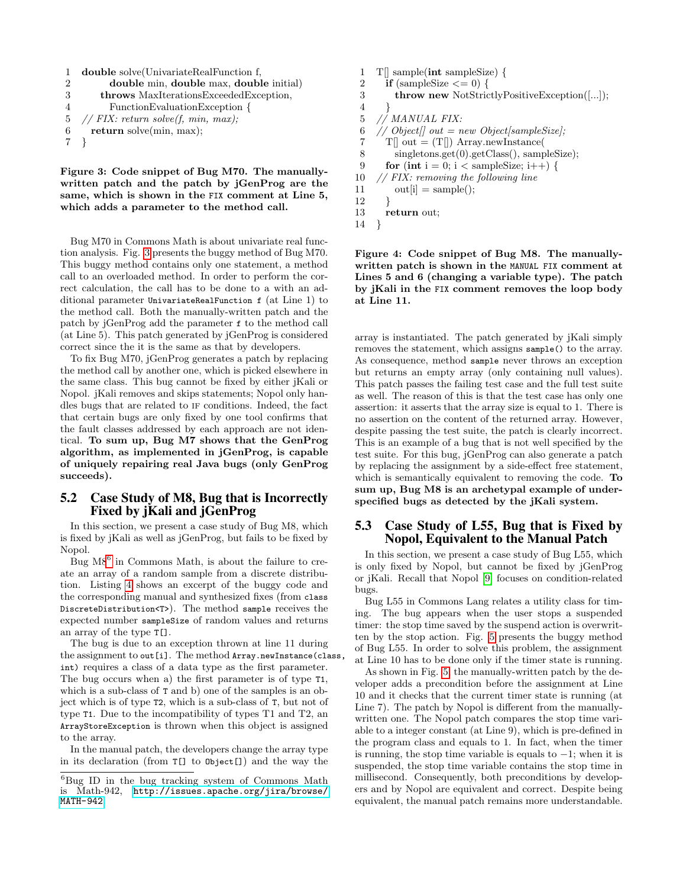```
1  double solve(UnivariateRealFunction f,
2        double min, double max, double initial)
3      throws MaxIterationsExceededException,
4        FunctionEvaluationException {
5  // FIX: return solve(f, min, max);
6    return solve(min, max);
7  }
```

**Figure 3: Code snippet of Bug M70. The manually-written patch and the patch by jGenProg are the same, which is shown in the FIX comment at Line 5, which adds a parameter to the method call.**

Bug M70 in Commons Math is about univariate real function analysis. Fig. 3 presents the buggy method of Bug M70. This buggy method contains only one statement, a method call to an overloaded method. In order to perform the correct calculation, the call has to be done to a with an additional parameter `UnivariateRealFunction f` (at Line 1) to the method call. Both the manually-written patch and the patch by jGenProg add the parameter `f` to the method call (at Line 5). This patch generated by jGenProg is considered correct since the it is the same as that by developers.

To fix Bug M70, jGenProg generates a patch by replacing the method call by another one, which is picked elsewhere in the same class. This bug cannot be fixed by either jKali or Nopol. jKali removes and skips statements; Nopol only handles bugs that are related to IF conditions. Indeed, the fact that certain bugs are only fixed by one tool confirms that the fault classes addressed by each approach are not identical. **To sum up, Bug M7 shows that the GenProg algorithm, as implemented in jGenProg, is capable of uniquely repairing real Java bugs (only GenProg succeeds).**

## 5.2 Case Study of M8, Bug that is Incorrectly Fixed by jKali and jGenProg

In this section, we present a case study of Bug M8, which is fixed by jKali as well as jGenProg, but fails to be fixed by Nopol.

Bug M8[6] in Commons Math, is about the failure to create an array of a random sample from a discrete distribution. Listing 4 shows an excerpt of the buggy code and the corresponding manual and synthesized fixes (from class `DiscreteDistribution<T>`). The method `sample` receives the expected number `sampleSize` of random values and returns an array of the type `T[]`.

The bug is due to an exception thrown at line 11 during the assignment to `out[i]`. The method `Array.newInstance(class, int)` requires a class of a data type as the first parameter. The bug occurs when a) the first parameter is of type `T1`, which is a sub-class of `T` and b) one of the samples is an object which is of type `T2`, which is a sub-class of `T`, but not of type `T1`. Due to the incompatibility of types T1 and T2, an `ArrayStoreException` is thrown when this object is assigned to the array.

In the manual patch, the developers change the array type in its declaration (from `T[]` to `Object[]`) and the way the array is instantiated. The patch generated by jKali simply removes the statement, which assigns `sample()` to the array. As consequence, method `sample` never throws an exception but returns an empty array (only containing null values). This patch passes the failing test case and the full test suite as well. The reason of this is that the test case has only one assertion: it asserts that the array size is equal to 1. There is no assertion on the content of the returned array. However, despite passing the test suite, the patch is clearly incorrect. This is an example of a bug that is not well specified by the test suite. For this bug, jGenProg can also generate a patch by replacing the assignment by a side-effect free statement, which is semantically equivalent to removing the code. **To sum up, Bug M8 is an archetypal example of under-specified bugs as detected by the jKali system.**

[6] Bug ID in the bug tracking system of Commons Math is Math-942, http://issues.apache.org/jira/browse/MATH-942

```
1   T[] sample(int sampleSize) {
2     if (sampleSize <= 0) {
3       throw new NotStrictlyPositiveException([...]);
4     }
5   // MANUAL FIX:
6   // Object[] out = new Object[sampleSize];
7     T[] out = (T[]) Array.newInstance(
8       singletons.get(0).getClass(), sampleSize);
9     for (int i = 0; i < sampleSize; i++) {
10  // FIX: removing the following line
11      out[i] = sample();
12    }
13    return out;
14  }
```

**Figure 4: Code snippet of Bug M8. The manually-written patch is shown in the MANUAL FIX comment at Lines 5 and 6 (changing a variable type). The patch by jKali in the FIX comment removes the loop body at Line 11.**

## 5.3 Case Study of L55, Bug that is Fixed by Nopol, Equivalent to the Manual Patch

In this section, we present a case study of Bug L55, which is only fixed by Nopol, but cannot be fixed by jGenProg or jKali. Recall that Nopol [9] focuses on condition-related bugs.

Bug L55 in Commons Lang relates a utility class for timing. The bug appears when the user stops a suspended timer: the stop time saved by the suspend action is overwritten by the stop action. Fig. 5 presents the buggy method of Bug L55. In order to solve this problem, the assignment at Line 10 has to be done only if the timer state is running.

As shown in Fig. 5, the manually-written patch by the developer adds a precondition before the assignment at Line 10 and it checks that the current timer state is running (at Line 7). The patch by Nopol is different from the manually-written one. The Nopol patch compares the stop time variable to a integer constant (at Line 9), which is pre-defined in the program class and equals to 1. In fact, when the timer is running, the stop time variable is equals to $-1$; when it is suspended, the stop time variable contains the stop time in millisecond. Consequently, both preconditions by developers and by Nopol are equivalent and correct. Despite being equivalent, the manual patch remains more understandable.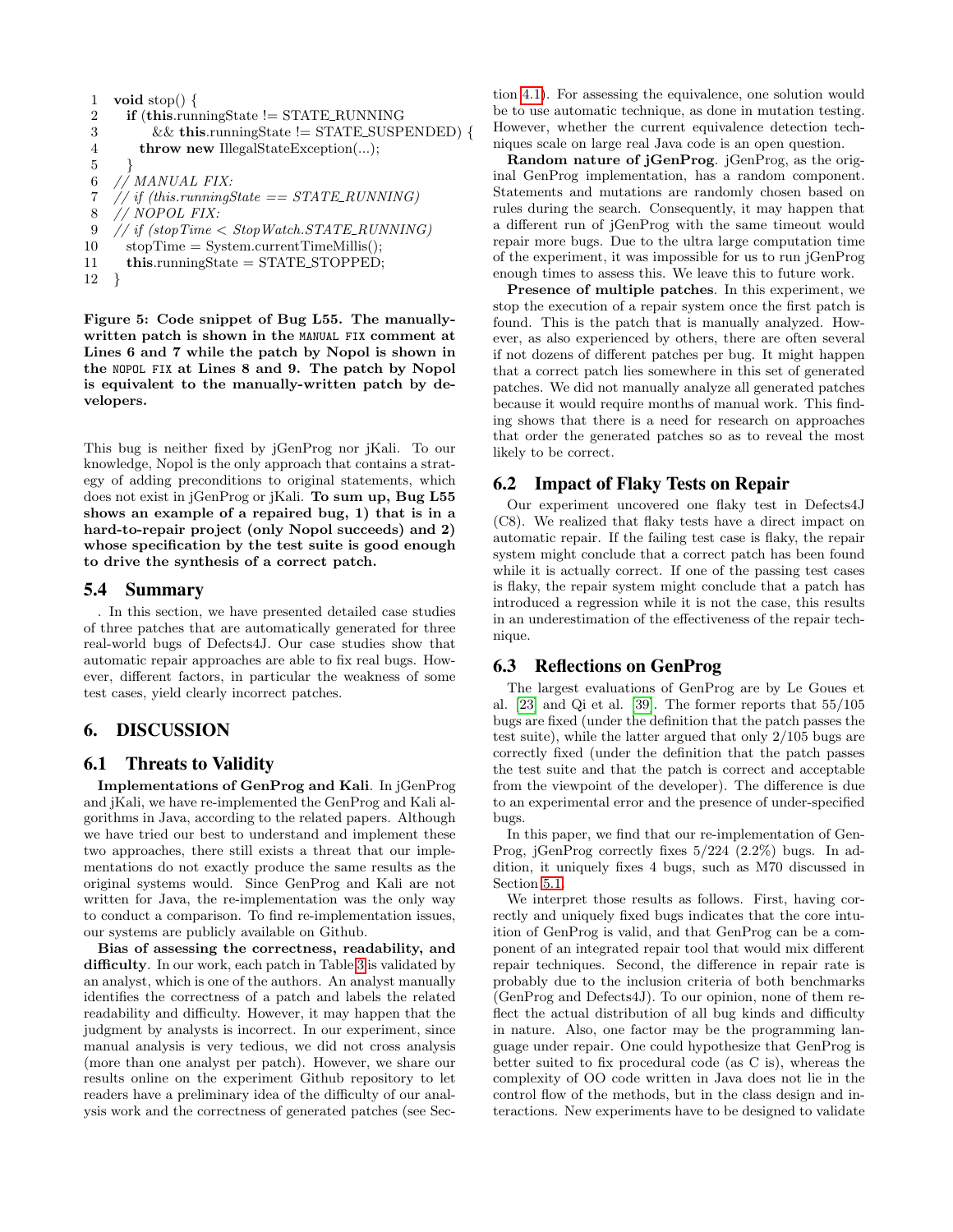```
1  void stop() {
2    if (this.runningState != STATE_RUNNING
3          && this.runningState != STATE_SUSPENDED) {
4      throw new IllegalStateException(...);
5    }
6  // MANUAL FIX:
7  // if (this.runningState == STATE_RUNNING)
8  // NOPOL FIX:
9  // if (stopTime < StopWatch.STATE_RUNNING)
10   stopTime = System.currentTimeMillis();
11   this.runningState = STATE_STOPPED;
12 }
```

**Figure 5: Code snippet of Bug L55. The manually-written patch is shown in the MANUAL FIX comment at Lines 6 and 7 while the patch by Nopol is shown in the NOPOL FIX at Lines 8 and 9. The patch by Nopol is equivalent to the manually-written patch by developers.**

This bug is neither fixed by jGenProg nor jKali. To our knowledge, Nopol is the only approach that contains a strategy of adding preconditions to original statements, which does not exist in jGenProg or jKali. **To sum up, Bug L55 shows an example of a repaired bug, 1) that is in a hard-to-repair project (only Nopol succeeds) and 2) whose specification by the test suite is good enough to drive the synthesis of a correct patch.**

### 5.4 Summary

. In this section, we have presented detailed case studies of three patches that are automatically generated for three real-world bugs of Defects4J. Our case studies show that automatic repair approaches are able to fix real bugs. However, different factors, in particular the weakness of some test cases, yield clearly incorrect patches.

## 6. DISCUSSION

### 6.1 Threats to Validity

**Implementations of GenProg and Kali**. In jGenProg and jKali, we have re-implemented the GenProg and Kali algorithms in Java, according to the related papers. Although we have tried our best to understand and implement these two approaches, there still exists a threat that our implementations do not exactly produce the same results as the original systems would. Since GenProg and Kali are not written for Java, the re-implementation was the only way to conduct a comparison. To find re-implementation issues, our systems are publicly available on Github.

**Bias of assessing the correctness, readability, and difficulty**. In our work, each patch in Table 3 is validated by an analyst, which is one of the authors. An analyst manually identifies the correctness of a patch and labels the related readability and difficulty. However, it may happen that the judgment by analysts is incorrect. In our experiment, since manual analysis is very tedious, we did not cross analysis (more than one analyst per patch). However, we share our results online on the experiment Github repository to let readers have a preliminary idea of the difficulty of our analysis work and the correctness of generated patches (see Section 4.1). For assessing the equivalence, one solution would be to use automatic technique, as done in mutation testing. However, whether the current equivalence detection techniques scale on large real Java code is an open question.

**Random nature of jGenProg**. jGenProg, as the original GenProg implementation, has a random component. Statements and mutations are randomly chosen based on rules during the search. Consequently, it may happen that a different run of jGenProg with the same timeout would repair more bugs. Due to the ultra large computation time of the experiment, it was impossible for us to run jGenProg enough times to assess this. We leave this to future work.

**Presence of multiple patches**. In this experiment, we stop the execution of a repair system once the first patch is found. This is the patch that is manually analyzed. However, as also experienced by others, there are often several if not dozens of different patches per bug. It might happen that a correct patch lies somewhere in this set of generated patches. We did not manually analyze all generated patches because it would require months of manual work. This finding shows that there is a need for research on approaches that order the generated patches so as to reveal the most likely to be correct.

### 6.2 Impact of Flaky Tests on Repair

Our experiment uncovered one flaky test in Defects4J (C8). We realized that flaky tests have a direct impact on automatic repair. If the failing test case is flaky, the repair system might conclude that a correct patch has been found while it is actually correct. If one of the passing test cases is flaky, the repair system might conclude that a patch has introduced a regression while it is not the case, this results in an underestimation of the effectiveness of the repair technique.

### 6.3 Reflections on GenProg

The largest evaluations of GenProg are by Le Goues et al. [23] and Qi et al. [39]. The former reports that 55/105 bugs are fixed (under the definition that the patch passes the test suite), while the latter argued that only 2/105 bugs are correctly fixed (under the definition that the patch passes the test suite and that the patch is correct and acceptable from the viewpoint of the developer). The difference is due to an experimental error and the presence of under-specified bugs.

In this paper, we find that our re-implementation of GenProg, jGenProg correctly fixes 5/224 (2.2%) bugs. In addition, it uniquely fixes 4 bugs, such as M70 discussed in Section 5.1.

We interpret those results as follows. First, having correctly and uniquely fixed bugs indicates that the core intuition of GenProg is valid, and that GenProg can be a component of an integrated repair tool that would mix different repair techniques. Second, the difference in repair rate is probably due to the inclusion criteria of both benchmarks (GenProg and Defects4J). To our opinion, none of them reflect the actual distribution of all bug kinds and difficulty in nature. Also, one factor may be the programming language under repair. One could hypothesize that GenProg is better suited to fix procedural code (as C is), whereas the complexity of OO code written in Java does not lie in the control flow of the methods, but in the class design and interactions. New experiments have to be designed to validate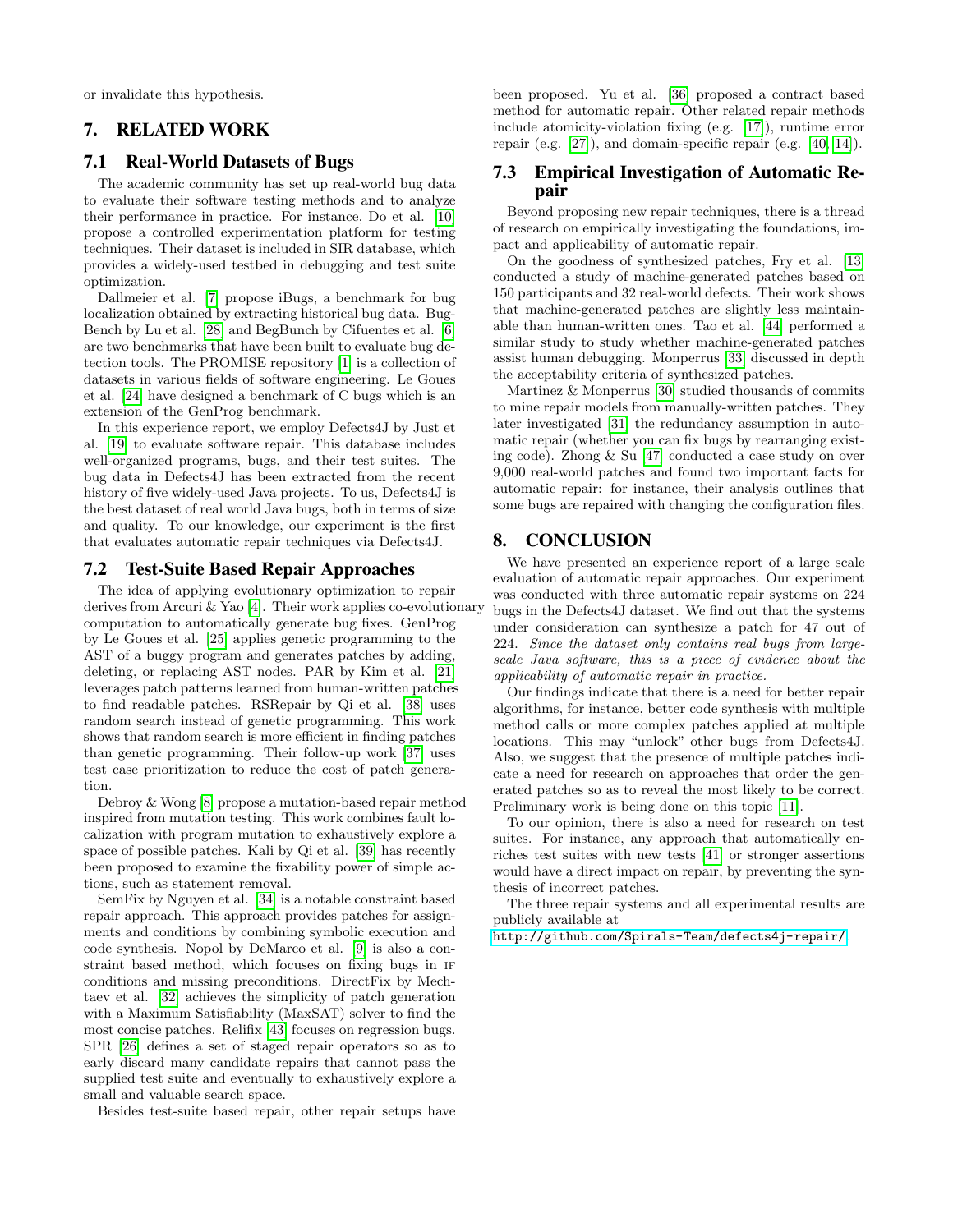or invalidate this hypothesis.

## 7. RELATED WORK

### 7.1 Real-World Datasets of Bugs

The academic community has set up real-world bug data to evaluate their software testing methods and to analyze their performance in practice. For instance, Do et al. [10] propose a controlled experimentation platform for testing techniques. Their dataset is included in SIR database, which provides a widely-used testbed in debugging and test suite optimization.

Dallmeier et al. [7] propose iBugs, a benchmark for bug localization obtained by extracting historical bug data. BugBench by Lu et al. [28] and BegBunch by Cifuentes et al. [6] are two benchmarks that have been built to evaluate bug detection tools. The PROMISE repository [1] is a collection of datasets in various fields of software engineering. Le Goues et al. [24] have designed a benchmark of C bugs which is an extension of the GenProg benchmark.

In this experience report, we employ Defects4J by Just et al. [19] to evaluate software repair. This database includes well-organized programs, bugs, and their test suites. The bug data in Defects4J has been extracted from the recent history of five widely-used Java projects. To us, Defects4J is the best dataset of real world Java bugs, both in terms of size and quality. To our knowledge, our experiment is the first that evaluates automatic repair techniques via Defects4J.

### 7.2 Test-Suite Based Repair Approaches

The idea of applying evolutionary optimization to repair derives from Arcuri & Yao [4]. Their work applies co-evolutionary computation to automatically generate bug fixes. GenProg by Le Goues et al. [25] applies genetic programming to the AST of a buggy program and generates patches by adding, deleting, or replacing AST nodes. PAR by Kim et al. [21] leverages patch patterns learned from human-written patches to find readable patches. RSRepair by Qi et al. [38] uses random search instead of genetic programming. This work shows that random search is more efficient in finding patches than genetic programming. Their follow-up work [37] uses test case prioritization to reduce the cost of patch generation.

Debroy & Wong [8] propose a mutation-based repair method inspired from mutation testing. This work combines fault localization with program mutation to exhaustively explore a space of possible patches. Kali by Qi et al. [39] has recently been proposed to examine the fixability power of simple actions, such as statement removal.

SemFix by Nguyen et al. [34] is a notable constraint based repair approach. This approach provides patches for assignments and conditions by combining symbolic execution and code synthesis. Nopol by DeMarco et al. [9] is also a constraint based method, which focuses on fixing bugs in IF conditions and missing preconditions. DirectFix by Mechtaev et al. [32] achieves the simplicity of patch generation with a Maximum Satisfiability (MaxSAT) solver to find the most concise patches. Relifix [43] focuses on regression bugs. SPR [26] defines a set of staged repair operators so as to early discard many candidate repairs that cannot pass the supplied test suite and eventually to exhaustively explore a small and valuable search space.

Besides test-suite based repair, other repair setups have been proposed. Yu et al. [36] proposed a contract based method for automatic repair. Other related repair methods include atomicity-violation fixing (e.g. [17]), runtime error repair (e.g. [27]), and domain-specific repair (e.g. [40, 14]).

### 7.3 Empirical Investigation of Automatic Repair

Beyond proposing new repair techniques, there is a thread of research on empirically investigating the foundations, impact and applicability of automatic repair.

On the goodness of synthesized patches, Fry et al. [13] conducted a study of machine-generated patches based on 150 participants and 32 real-world defects. Their work shows that machine-generated patches are slightly less maintainable than human-written ones. Tao et al. [44] performed a similar study to study whether machine-generated patches assist human debugging. Monperrus [33] discussed in depth the acceptability criteria of synthesized patches.

Martinez & Monperrus [30] studied thousands of commits to mine repair models from manually-written patches. They later investigated [31] the redundancy assumption in automatic repair (whether you can fix bugs by rearranging existing code). Zhong & Su [47] conducted a case study on over 9,000 real-world patches and found two important facts for automatic repair: for instance, their analysis outlines that some bugs are repaired with changing the configuration files.

## 8. CONCLUSION

We have presented an experience report of a large scale evaluation of automatic repair approaches. Our experiment was conducted with three automatic repair systems on 224 bugs in the Defects4J dataset. We find out that the systems under consideration can synthesize a patch for 47 out of 224. *Since the dataset only contains real bugs from large-scale Java software, this is a piece of evidence about the applicability of automatic repair in practice.*

Our findings indicate that there is a need for better repair algorithms, for instance, better code synthesis with multiple method calls or more complex patches applied at multiple locations. This may "unlock" other bugs from Defects4J. Also, we suggest that the presence of multiple patches indicate a need for research on approaches that order the generated patches so as to reveal the most likely to be correct. Preliminary work is being done on this topic [11].

To our opinion, there is also a need for research on test suites. For instance, any approach that automatically enriches test suites with new tests [41] or stronger assertions would have a direct impact on repair, by preventing the synthesis of incorrect patches.

The three repair systems and all experimental results are publicly available at
http://github.com/Spirals-Team/defects4j-repair/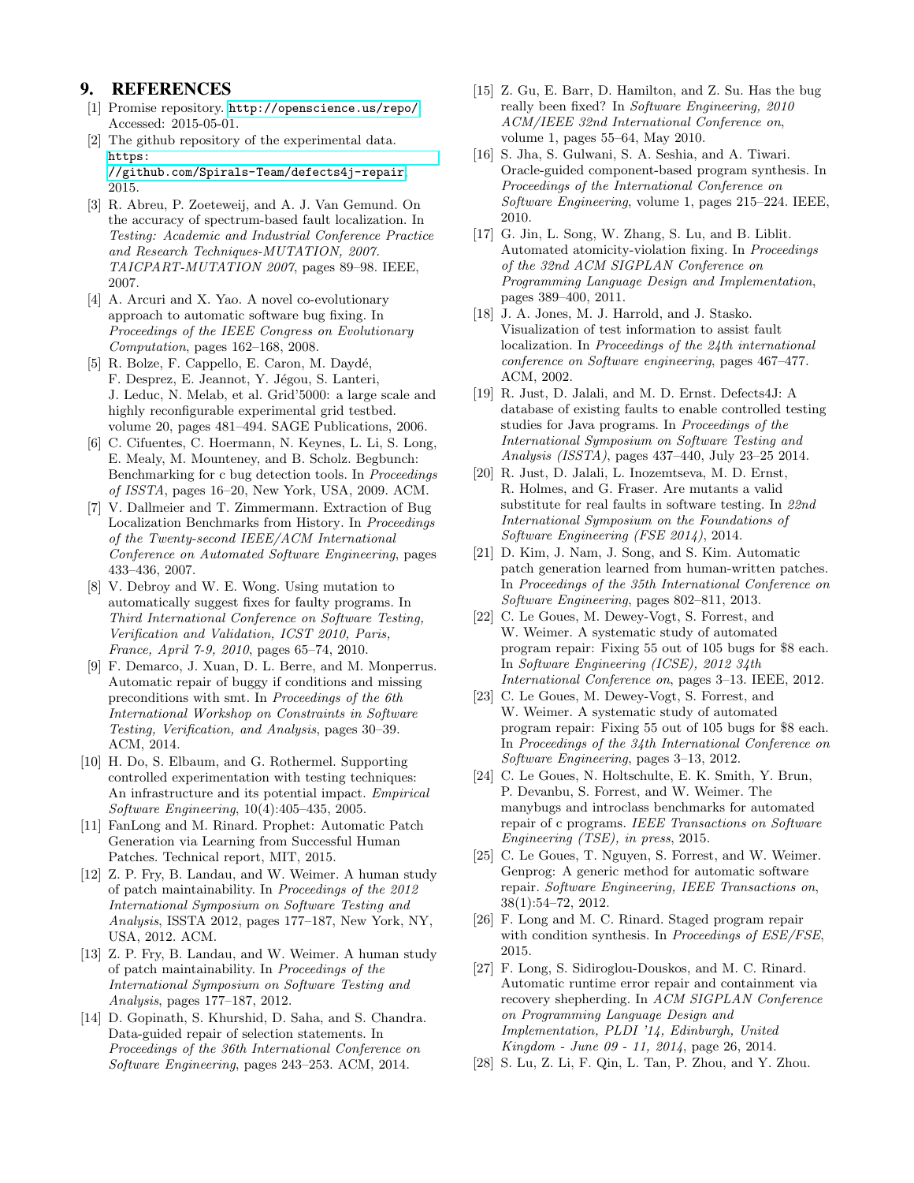## 9. REFERENCES

[1] Promise repository. http://openscience.us/repo/ Accessed: 2015-05-01.

[2] The github repository of the experimental data. https://github.com/Spirals-Team/defects4j-repair, 2015.

[3] R. Abreu, P. Zoeteweij, and A. J. Van Gemund. On the accuracy of spectrum-based fault localization. In *Testing: Academic and Industrial Conference Practice and Research Techniques-MUTATION, 2007. TAICPART-MUTATION 2007*, pages 89–98. IEEE, 2007.

[4] A. Arcuri and X. Yao. A novel co-evolutionary approach to automatic software bug fixing. In *Proceedings of the IEEE Congress on Evolutionary Computation*, pages 162–168, 2008.

[5] R. Bolze, F. Cappello, E. Caron, M. Daydé, F. Desprez, E. Jeannot, Y. Jégou, S. Lanteri, J. Leduc, N. Melab, et al. Grid'5000: a large scale and highly reconfigurable experimental grid testbed. volume 20, pages 481–494. SAGE Publications, 2006.

[6] C. Cifuentes, C. Hoermann, N. Keynes, L. Li, S. Long, E. Mealy, M. Mounteney, and B. Scholz. Begbunch: Benchmarking for c bug detection tools. In *Proceedings of ISSTA*, pages 16–20, New York, USA, 2009. ACM.

[7] V. Dallmeier and T. Zimmermann. Extraction of Bug Localization Benchmarks from History. In *Proceedings of the Twenty-second IEEE/ACM International Conference on Automated Software Engineering*, pages 433–436, 2007.

[8] V. Debroy and W. E. Wong. Using mutation to automatically suggest fixes for faulty programs. In *Third International Conference on Software Testing, Verification and Validation, ICST 2010, Paris, France, April 7-9, 2010*, pages 65–74, 2010.

[9] F. Demarco, J. Xuan, D. L. Berre, and M. Monperrus. Automatic repair of buggy if conditions and missing preconditions with smt. In *Proceedings of the 6th International Workshop on Constraints in Software Testing, Verification, and Analysis*, pages 30–39. ACM, 2014.

[10] H. Do, S. Elbaum, and G. Rothermel. Supporting controlled experimentation with testing techniques: An infrastructure and its potential impact. *Empirical Software Engineering*, 10(4):405–435, 2005.

[11] FanLong and M. Rinard. Prophet: Automatic Patch Generation via Learning from Successful Human Patches. Technical report, MIT, 2015.

[12] Z. P. Fry, B. Landau, and W. Weimer. A human study of patch maintainability. In *Proceedings of the 2012 International Symposium on Software Testing and Analysis*, ISSTA 2012, pages 177–187, New York, NY, USA, 2012. ACM.

[13] Z. P. Fry, B. Landau, and W. Weimer. A human study of patch maintainability. In *Proceedings of the International Symposium on Software Testing and Analysis*, pages 177–187, 2012.

[14] D. Gopinath, S. Khurshid, D. Saha, and S. Chandra. Data-guided repair of selection statements. In *Proceedings of the 36th International Conference on Software Engineering*, pages 243–253. ACM, 2014.

[15] Z. Gu, E. Barr, D. Hamilton, and Z. Su. Has the bug really been fixed? In *Software Engineering, 2010 ACM/IEEE 32nd International Conference on*, volume 1, pages 55–64, May 2010.

[16] S. Jha, S. Gulwani, S. A. Seshia, and A. Tiwari. Oracle-guided component-based program synthesis. In *Proceedings of the International Conference on Software Engineering*, volume 1, pages 215–224. IEEE, 2010.

[17] G. Jin, L. Song, W. Zhang, S. Lu, and B. Liblit. Automated atomicity-violation fixing. In *Proceedings of the 32nd ACM SIGPLAN Conference on Programming Language Design and Implementation*, pages 389–400, 2011.

[18] J. A. Jones, M. J. Harrold, and J. Stasko. Visualization of test information to assist fault localization. In *Proceedings of the 24th international conference on Software engineering*, pages 467–477. ACM, 2002.

[19] R. Just, D. Jalali, and M. D. Ernst. Defects4J: A database of existing faults to enable controlled testing studies for Java programs. In *Proceedings of the International Symposium on Software Testing and Analysis (ISSTA)*, pages 437–440, July 23–25 2014.

[20] R. Just, D. Jalali, L. Inozemtseva, M. D. Ernst, R. Holmes, and G. Fraser. Are mutants a valid substitute for real faults in software testing. In *22nd International Symposium on the Foundations of Software Engineering (FSE 2014)*, 2014.

[21] D. Kim, J. Nam, J. Song, and S. Kim. Automatic patch generation learned from human-written patches. In *Proceedings of the 35th International Conference on Software Engineering*, pages 802–811, 2013.

[22] C. Le Goues, M. Dewey-Vogt, S. Forrest, and W. Weimer. A systematic study of automated program repair: Fixing 55 out of 105 bugs for \$8 each. In *Software Engineering (ICSE), 2012 34th International Conference on*, pages 3–13. IEEE, 2012.

[23] C. Le Goues, M. Dewey-Vogt, S. Forrest, and W. Weimer. A systematic study of automated program repair: Fixing 55 out of 105 bugs for \$8 each. In *Proceedings of the 34th International Conference on Software Engineering*, pages 3–13, 2012.

[24] C. Le Goues, N. Holtschulte, E. K. Smith, Y. Brun, P. Devanbu, S. Forrest, and W. Weimer. The manybugs and introclass benchmarks for automated repair of c programs. *IEEE Transactions on Software Engineering (TSE), in press*, 2015.

[25] C. Le Goues, T. Nguyen, S. Forrest, and W. Weimer. Genprog: A generic method for automatic software repair. *Software Engineering, IEEE Transactions on*, 38(1):54–72, 2012.

[26] F. Long and M. C. Rinard. Staged program repair with condition synthesis. In *Proceedings of ESE/FSE*, 2015.

[27] F. Long, S. Sidiroglou-Douskos, and M. C. Rinard. Automatic runtime error repair and containment via recovery shepherding. In *ACM SIGPLAN Conference on Programming Language Design and Implementation, PLDI '14, Edinburgh, United Kingdom - June 09 - 11, 2014*, page 26, 2014.

[28] S. Lu, Z. Li, F. Qin, L. Tan, P. Zhou, and Y. Zhou.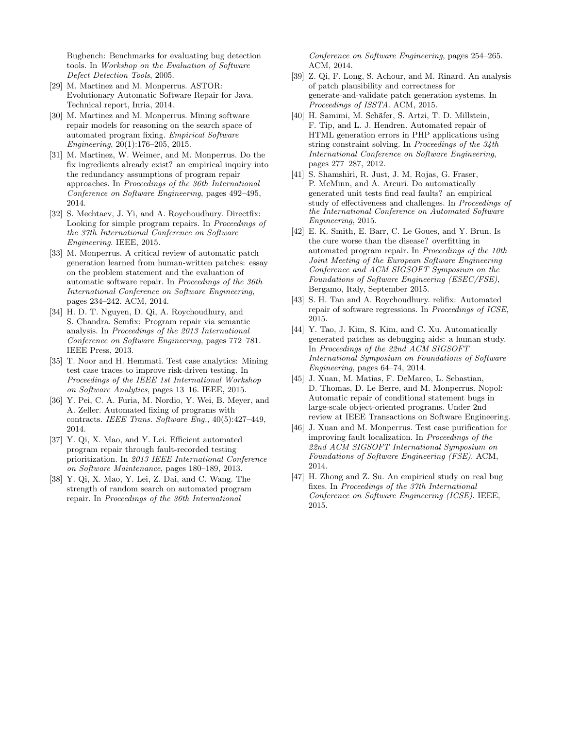Bugbench: Benchmarks for evaluating bug detection tools. In *Workshop on the Evaluation of Software Defect Detection Tools*, 2005.

[29] M. Martinez and M. Monperrus. ASTOR: Evolutionary Automatic Software Repair for Java. Technical report, Inria, 2014.

[30] M. Martinez and M. Monperrus. Mining software repair models for reasoning on the search space of automated program fixing. *Empirical Software Engineering*, 20(1):176–205, 2015.

[31] M. Martinez, W. Weimer, and M. Monperrus. Do the fix ingredients already exist? an empirical inquiry into the redundancy assumptions of program repair approaches. In *Proceedings of the 36th International Conference on Software Engineering*, pages 492–495, 2014.

[32] S. Mechtaev, J. Yi, and A. Roychoudhury. Directfix: Looking for simple program repairs. In *Proceedings of the 37th International Conference on Software Engineering*. IEEE, 2015.

[33] M. Monperrus. A critical review of automatic patch generation learned from human-written patches: essay on the problem statement and the evaluation of automatic software repair. In *Proceedings of the 36th International Conference on Software Engineering*, pages 234–242. ACM, 2014.

[34] H. D. T. Nguyen, D. Qi, A. Roychoudhury, and S. Chandra. Semfix: Program repair via semantic analysis. In *Proceedings of the 2013 International Conference on Software Engineering*, pages 772–781. IEEE Press, 2013.

[35] T. Noor and H. Hemmati. Test case analytics: Mining test case traces to improve risk-driven testing. In *Proceedings of the IEEE 1st International Workshop on Software Analytics*, pages 13–16. IEEE, 2015.

[36] Y. Pei, C. A. Furia, M. Nordio, Y. Wei, B. Meyer, and A. Zeller. Automated fixing of programs with contracts. *IEEE Trans. Software Eng.*, 40(5):427–449, 2014.

[37] Y. Qi, X. Mao, and Y. Lei. Efficient automated program repair through fault-recorded testing prioritization. In *2013 IEEE International Conference on Software Maintenance*, pages 180–189, 2013.

[38] Y. Qi, X. Mao, Y. Lei, Z. Dai, and C. Wang. The strength of random search on automated program repair. In *Proceedings of the 36th International Conference on Software Engineering*, pages 254–265. ACM, 2014.

[39] Z. Qi, F. Long, S. Achour, and M. Rinard. An analysis of patch plausibility and correctness for generate-and-validate patch generation systems. In *Proceedings of ISSTA*. ACM, 2015.

[40] H. Samimi, M. Schäfer, S. Artzi, T. D. Millstein, F. Tip, and L. J. Hendren. Automated repair of HTML generation errors in PHP applications using string constraint solving. In *Proceedings of the 34th International Conference on Software Engineering*, pages 277–287, 2012.

[41] S. Shamshiri, R. Just, J. M. Rojas, G. Fraser, P. McMinn, and A. Arcuri. Do automatically generated unit tests find real faults? an empirical study of effectiveness and challenges. In *Proceedings of the International Conference on Automated Software Engineering*, 2015.

[42] E. K. Smith, E. Barr, C. Le Goues, and Y. Brun. Is the cure worse than the disease? overfitting in automated program repair. In *Proceedings of the 10th Joint Meeting of the European Software Engineering Conference and ACM SIGSOFT Symposium on the Foundations of Software Engineering (ESEC/FSE)*, Bergamo, Italy, September 2015.

[43] S. H. Tan and A. Roychoudhury. relifix: Automated repair of software regressions. In *Proceedings of ICSE*, 2015.

[44] Y. Tao, J. Kim, S. Kim, and C. Xu. Automatically generated patches as debugging aids: a human study. In *Proceedings of the 22nd ACM SIGSOFT International Symposium on Foundations of Software Engineering*, pages 64–74, 2014.

[45] J. Xuan, M. Matias, F. DeMarco, L. Sebastian, D. Thomas, D. Le Berre, and M. Monperrus. Nopol: Automatic repair of conditional statement bugs in large-scale object-oriented programs. Under 2nd review at IEEE Transactions on Software Engineering.

[46] J. Xuan and M. Monperrus. Test case purification for improving fault localization. In *Proceedings of the 22nd ACM SIGSOFT International Symposium on Foundations of Software Engineering (FSE)*. ACM, 2014.

[47] H. Zhong and Z. Su. An empirical study on real bug fixes. In *Proceedings of the 37th International Conference on Software Engineering (ICSE)*. IEEE, 2015.